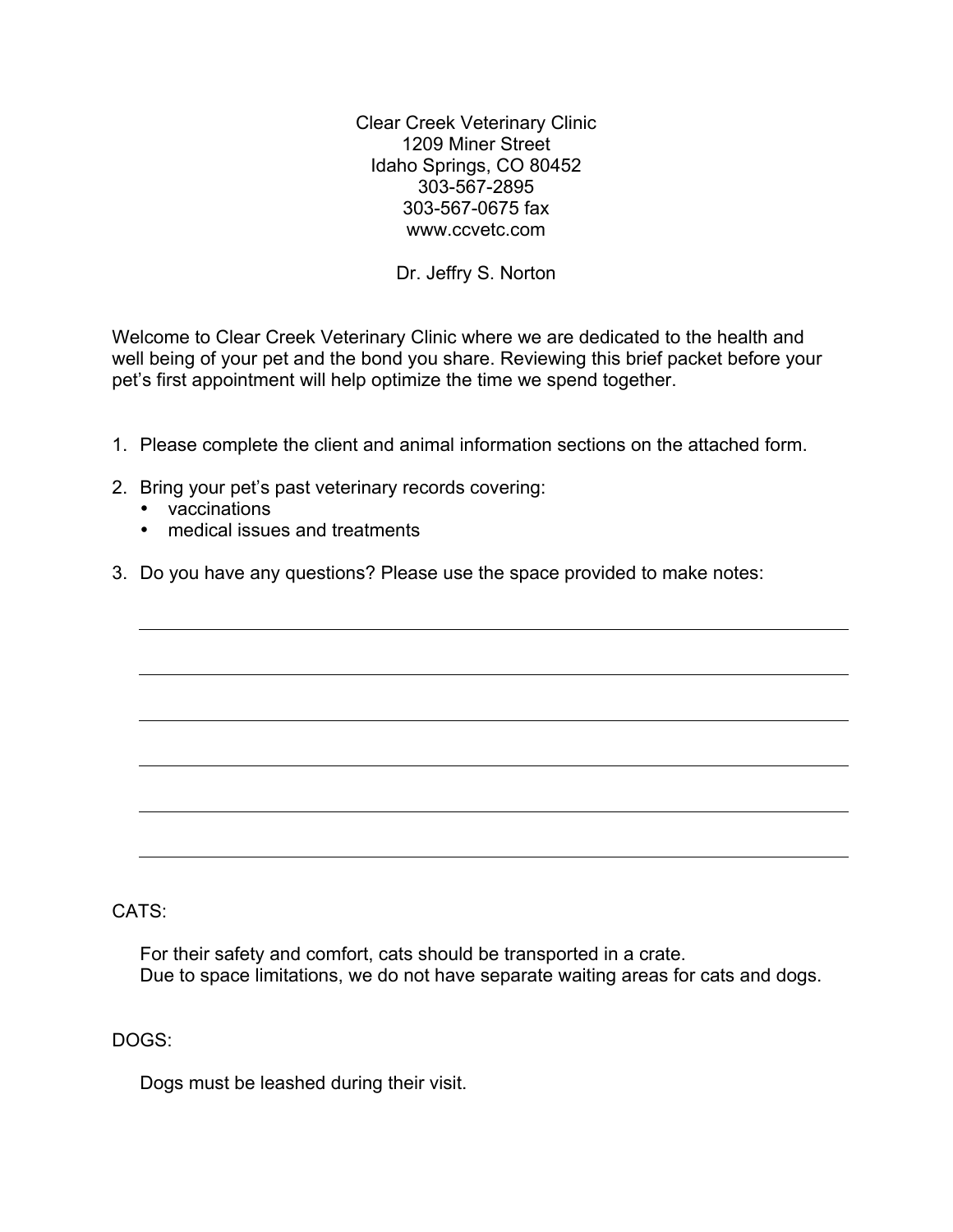Clear Creek Veterinary Clinic
1209 Miner Street
Idaho Springs, CO 80452
303-567-2895
303-567-0675 fax
www.ccvetc.com

Dr. Jeffry S. Norton

Welcome to Clear Creek Veterinary Clinic where we are dedicated to the health and well being of your pet and the bond you share. Reviewing this brief packet before your pet's first appointment will help optimize the time we spend together.

1. Please complete the client and animal information sections on the attached form.

2. Bring your pet's past veterinary records covering:
   - vaccinations
   - medical issues and treatments

3. Do you have any questions? Please use the space provided to make notes:

   ______________________________________________________________________

   ______________________________________________________________________

   ______________________________________________________________________

   ______________________________________________________________________

   ______________________________________________________________________

   ______________________________________________________________________

CATS:

For their safety and comfort, cats should be transported in a crate.
Due to space limitations, we do not have separate waiting areas for cats and dogs.

DOGS:

Dogs must be leashed during their visit.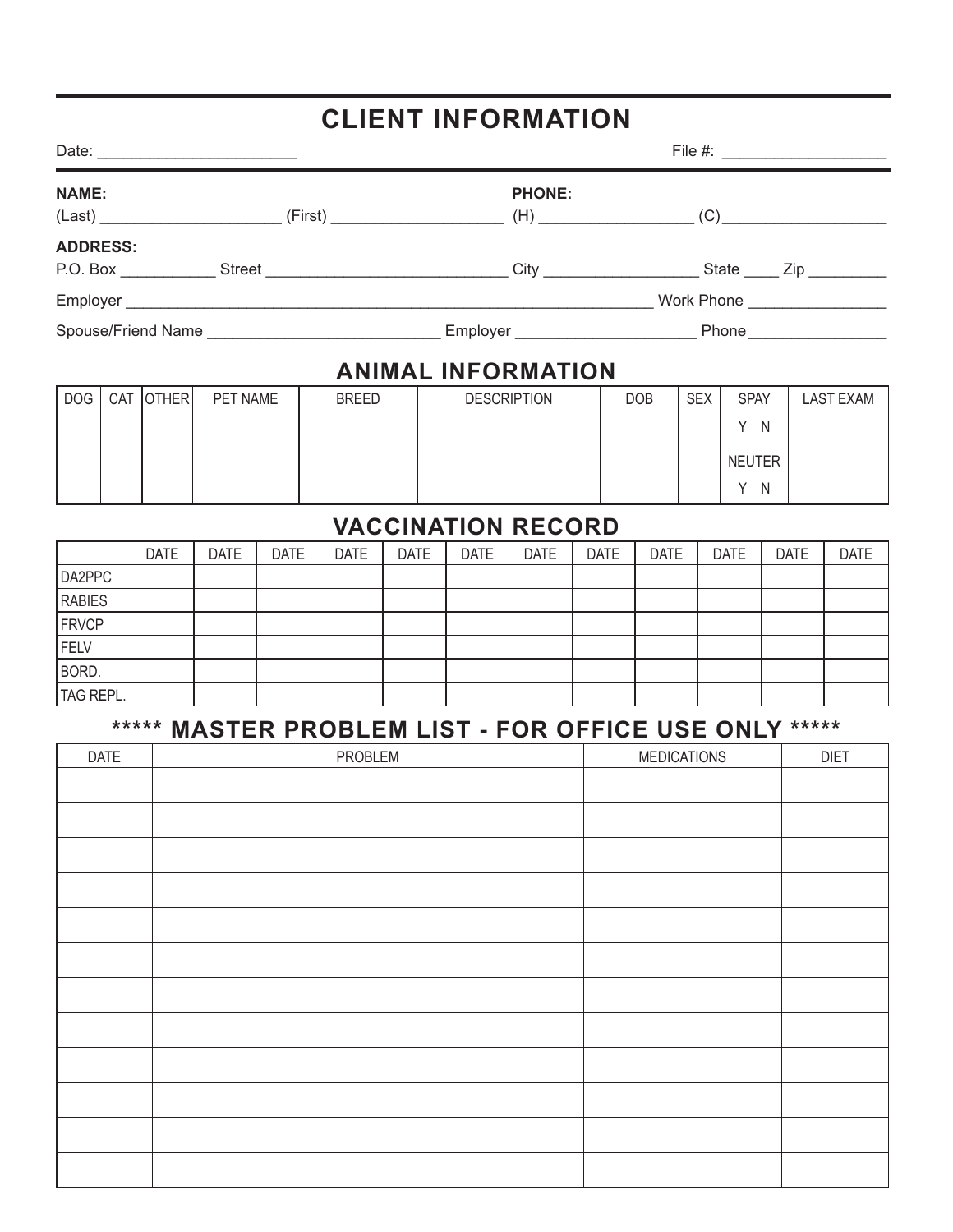# CLIENT INFORMATION

Date: ______________________ File #: __________________

**NAME:**
(Last) ____________________ (First) ___________________

**PHONE:**
(H) _________________ (C) ___________________

**ADDRESS:**
P.O. Box __________ Street ___________________________ City _________________ State ____ Zip _________

Employer ____________________________________________________________ Work Phone ________________

Spouse/Friend Name __________________________ Employer ____________________ Phone ________________

## ANIMAL INFORMATION

| DOG | CAT | OTHER | PET NAME | BREED | DESCRIPTION | DOB | SEX | SPAY Y N NEUTER Y N | LAST EXAM |
|---|---|---|---|---|---|---|---|---|---|
| | | | | | | | | | |

## VACCINATION RECORD

| | DATE | DATE | DATE | DATE | DATE | DATE | DATE | DATE | DATE | DATE | DATE | DATE |
|---|---|---|---|---|---|---|---|---|---|---|---|---|
| DA2PPC | | | | | | | | | | | | |
| RABIES | | | | | | | | | | | | |
| FRVCP | | | | | | | | | | | | |
| FELV | | | | | | | | | | | | |
| BORD. | | | | | | | | | | | | |
| TAG REPL. | | | | | | | | | | | | |

## ***** MASTER PROBLEM LIST - FOR OFFICE USE ONLY *****

| DATE | PROBLEM | MEDICATIONS | DIET |
|---|---|---|---|
| | | | |
| | | | |
| | | | |
| | | | |
| | | | |
| | | | |
| | | | |
| | | | |
| | | | |
| | | | |
| | | | |
| | | | |